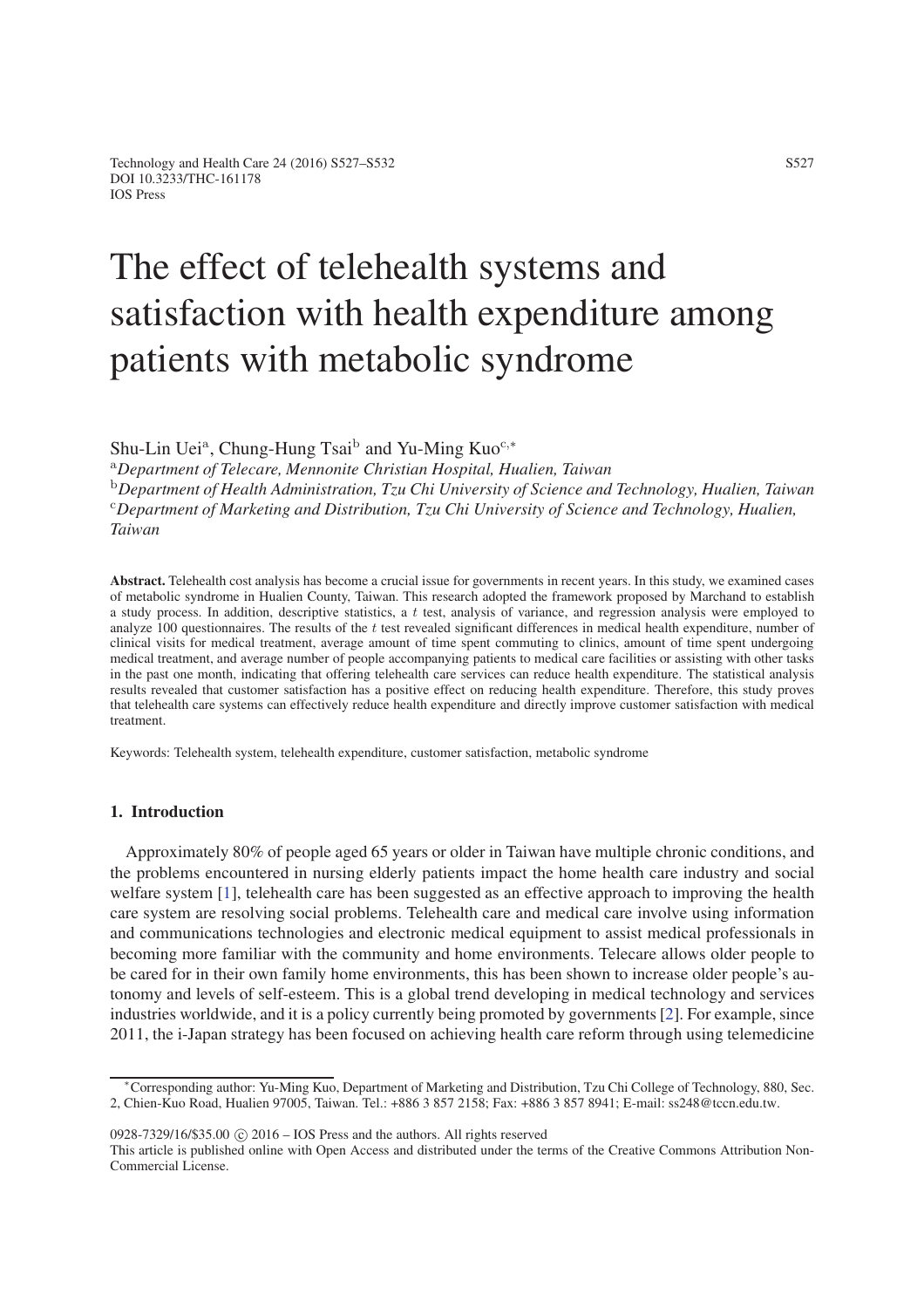# The effect of telehealth systems and satisfaction with health expenditure among patients with metabolic syndrome

Shu-Lin Uei[a], Chung-Hung Tsai[b] and Yu-Ming Kuo[c,*]

[a]*Department of Telecare, Mennonite Christian Hospital, Hualien, Taiwan*

[b]*Department of Health Administration, Tzu Chi University of Science and Technology, Hualien, Taiwan*

[c]*Department of Marketing and Distribution, Tzu Chi University of Science and Technology, Hualien, Taiwan*

**Abstract.** Telehealth cost analysis has become a crucial issue for governments in recent years. In this study, we examined cases of metabolic syndrome in Hualien County, Taiwan. This research adopted the framework proposed by Marchand to establish a study process. In addition, descriptive statistics, a $t$ test, analysis of variance, and regression analysis were employed to analyze 100 questionnaires. The results of the $t$ test revealed significant differences in medical health expenditure, number of clinical visits for medical treatment, average amount of time spent commuting to clinics, amount of time spent undergoing medical treatment, and average number of people accompanying patients to medical care facilities or assisting with other tasks in the past one month, indicating that offering telehealth care services can reduce health expenditure. The statistical analysis results revealed that customer satisfaction has a positive effect on reducing health expenditure. Therefore, this study proves that telehealth care systems can effectively reduce health expenditure and directly improve customer satisfaction with medical treatment.

Keywords: Telehealth system, telehealth expenditure, customer satisfaction, metabolic syndrome

## 1. Introduction

Approximately 80% of people aged 65 years or older in Taiwan have multiple chronic conditions, and the problems encountered in nursing elderly patients impact the home health care industry and social welfare system [1], telehealth care has been suggested as an effective approach to improving the health care system are resolving social problems. Telehealth care and medical care involve using information and communications technologies and electronic medical equipment to assist medical professionals in becoming more familiar with the community and home environments. Telecare allows older people to be cared for in their own family home environments, this has been shown to increase older people's autonomy and levels of self-esteem. This is a global trend developing in medical technology and services industries worldwide, and it is a policy currently being promoted by governments [2]. For example, since 2011, the i-Japan strategy has been focused on achieving health care reform through using telemedicine

*Corresponding author: Yu-Ming Kuo, Department of Marketing and Distribution, Tzu Chi College of Technology, 880, Sec. 2, Chien-Kuo Road, Hualien 97005, Taiwan. Tel.: +886 3 857 2158; Fax: +886 3 857 8941; E-mail: ss248@tccn.edu.tw.

0928-7329/16/$35.00 © 2016 – IOS Press and the authors. All rights reserved

This article is published online with Open Access and distributed under the terms of the Creative Commons Attribution Non-Commercial License.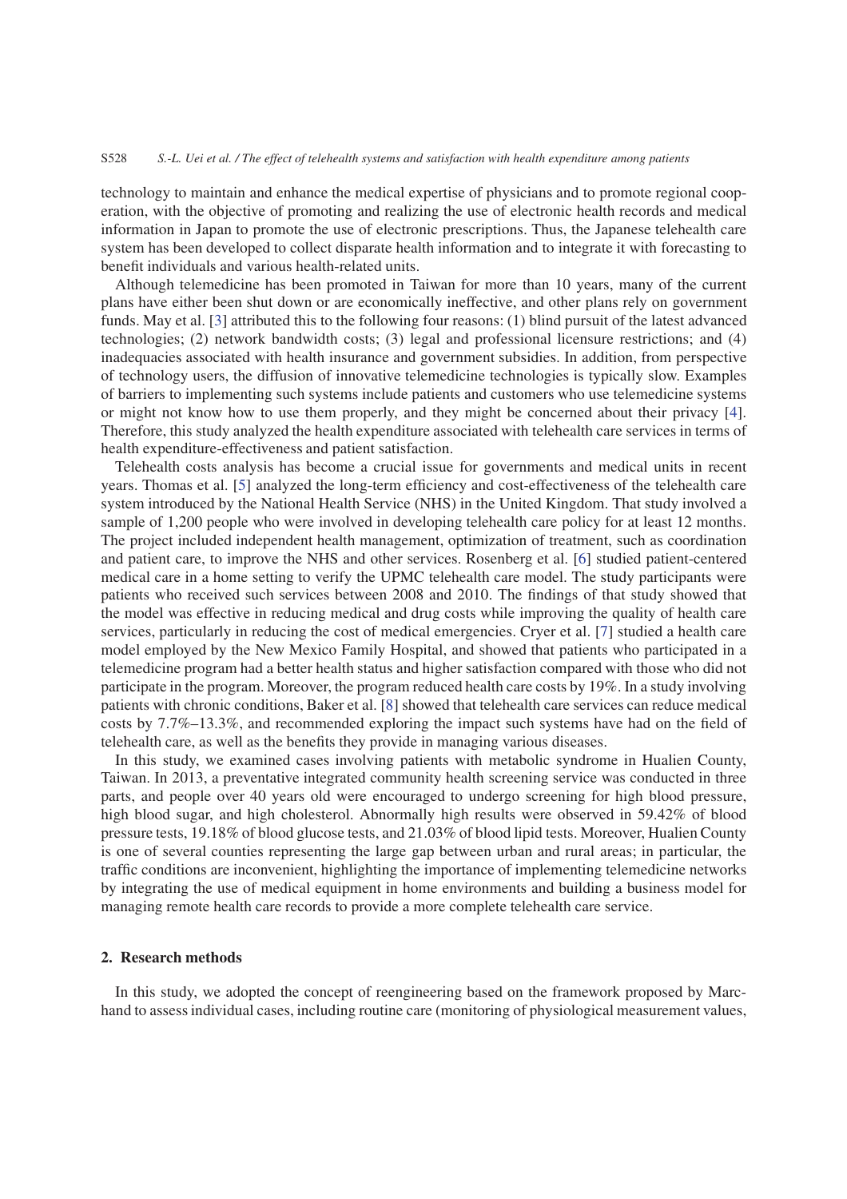technology to maintain and enhance the medical expertise of physicians and to promote regional cooperation, with the objective of promoting and realizing the use of electronic health records and medical information in Japan to promote the use of electronic prescriptions. Thus, the Japanese telehealth care system has been developed to collect disparate health information and to integrate it with forecasting to benefit individuals and various health-related units.

Although telemedicine has been promoted in Taiwan for more than 10 years, many of the current plans have either been shut down or are economically ineffective, and other plans rely on government funds. May et al. [3] attributed this to the following four reasons: (1) blind pursuit of the latest advanced technologies; (2) network bandwidth costs; (3) legal and professional licensure restrictions; and (4) inadequacies associated with health insurance and government subsidies. In addition, from perspective of technology users, the diffusion of innovative telemedicine technologies is typically slow. Examples of barriers to implementing such systems include patients and customers who use telemedicine systems or might not know how to use them properly, and they might be concerned about their privacy [4]. Therefore, this study analyzed the health expenditure associated with telehealth care services in terms of health expenditure-effectiveness and patient satisfaction.

Telehealth costs analysis has become a crucial issue for governments and medical units in recent years. Thomas et al. [5] analyzed the long-term efficiency and cost-effectiveness of the telehealth care system introduced by the National Health Service (NHS) in the United Kingdom. That study involved a sample of 1,200 people who were involved in developing telehealth care policy for at least 12 months. The project included independent health management, optimization of treatment, such as coordination and patient care, to improve the NHS and other services. Rosenberg et al. [6] studied patient-centered medical care in a home setting to verify the UPMC telehealth care model. The study participants were patients who received such services between 2008 and 2010. The findings of that study showed that the model was effective in reducing medical and drug costs while improving the quality of health care services, particularly in reducing the cost of medical emergencies. Cryer et al. [7] studied a health care model employed by the New Mexico Family Hospital, and showed that patients who participated in a telemedicine program had a better health status and higher satisfaction compared with those who did not participate in the program. Moreover, the program reduced health care costs by 19%. In a study involving patients with chronic conditions, Baker et al. [8] showed that telehealth care services can reduce medical costs by 7.7%–13.3%, and recommended exploring the impact such systems have had on the field of telehealth care, as well as the benefits they provide in managing various diseases.

In this study, we examined cases involving patients with metabolic syndrome in Hualien County, Taiwan. In 2013, a preventative integrated community health screening service was conducted in three parts, and people over 40 years old were encouraged to undergo screening for high blood pressure, high blood sugar, and high cholesterol. Abnormally high results were observed in 59.42% of blood pressure tests, 19.18% of blood glucose tests, and 21.03% of blood lipid tests. Moreover, Hualien County is one of several counties representing the large gap between urban and rural areas; in particular, the traffic conditions are inconvenient, highlighting the importance of implementing telemedicine networks by integrating the use of medical equipment in home environments and building a business model for managing remote health care records to provide a more complete telehealth care service.

## 2. Research methods

In this study, we adopted the concept of reengineering based on the framework proposed by Marchand to assess individual cases, including routine care (monitoring of physiological measurement values,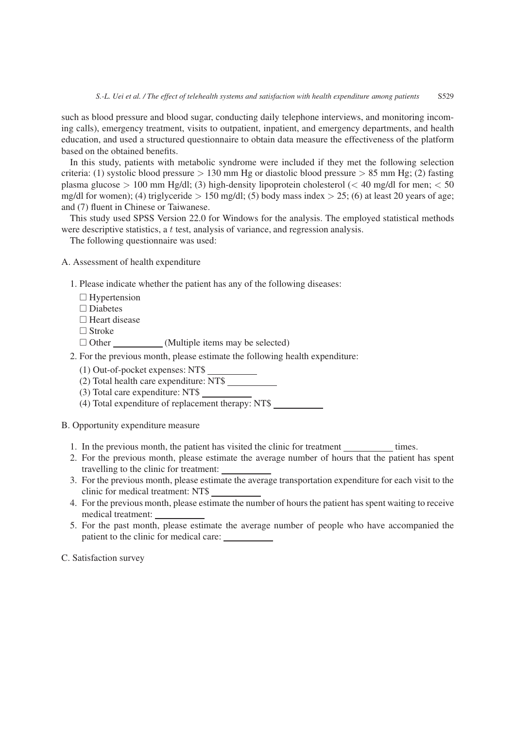such as blood pressure and blood sugar, conducting daily telephone interviews, and monitoring incoming calls), emergency treatment, visits to outpatient, inpatient, and emergency departments, and health education, and used a structured questionnaire to obtain data measure the effectiveness of the platform based on the obtained benefits.

In this study, patients with metabolic syndrome were included if they met the following selection criteria: (1) systolic blood pressure $> 130$ mm Hg or diastolic blood pressure $> 85$ mm Hg; (2) fasting plasma glucose $> 100$ mm Hg/dl; (3) high-density lipoprotein cholesterol ($< 40$ mg/dl for men; $< 50$ mg/dl for women); (4) triglyceride $> 150$ mg/dl; (5) body mass index $> 25$; (6) at least 20 years of age; and (7) fluent in Chinese or Taiwanese.

This study used SPSS Version 22.0 for Windows for the analysis. The employed statistical methods were descriptive statistics, a $t$ test, analysis of variance, and regression analysis.

The following questionnaire was used:

A. Assessment of health expenditure

1. Please indicate whether the patient has any of the following diseases:
   - ☐ Hypertension
   - ☐ Diabetes
   - ☐ Heart disease
   - ☐ Stroke
   - ☐ Other __________ (Multiple items may be selected)
2. For the previous month, please estimate the following health expenditure:
   - (1) Out-of-pocket expenses: NT$ __________
   - (2) Total health care expenditure: NT$ __________
   - (3) Total care expenditure: NT$ __________
   - (4) Total expenditure of replacement therapy: NT$ __________

B. Opportunity expenditure measure

1. In the previous month, the patient has visited the clinic for treatment __________ times.
2. For the previous month, please estimate the average number of hours that the patient has spent travelling to the clinic for treatment: __________
3. For the previous month, please estimate the average transportation expenditure for each visit to the clinic for medical treatment: NT$ __________
4. For the previous month, please estimate the number of hours the patient has spent waiting to receive medical treatment: __________
5. For the past month, please estimate the average number of people who have accompanied the patient to the clinic for medical care: __________

C. Satisfaction survey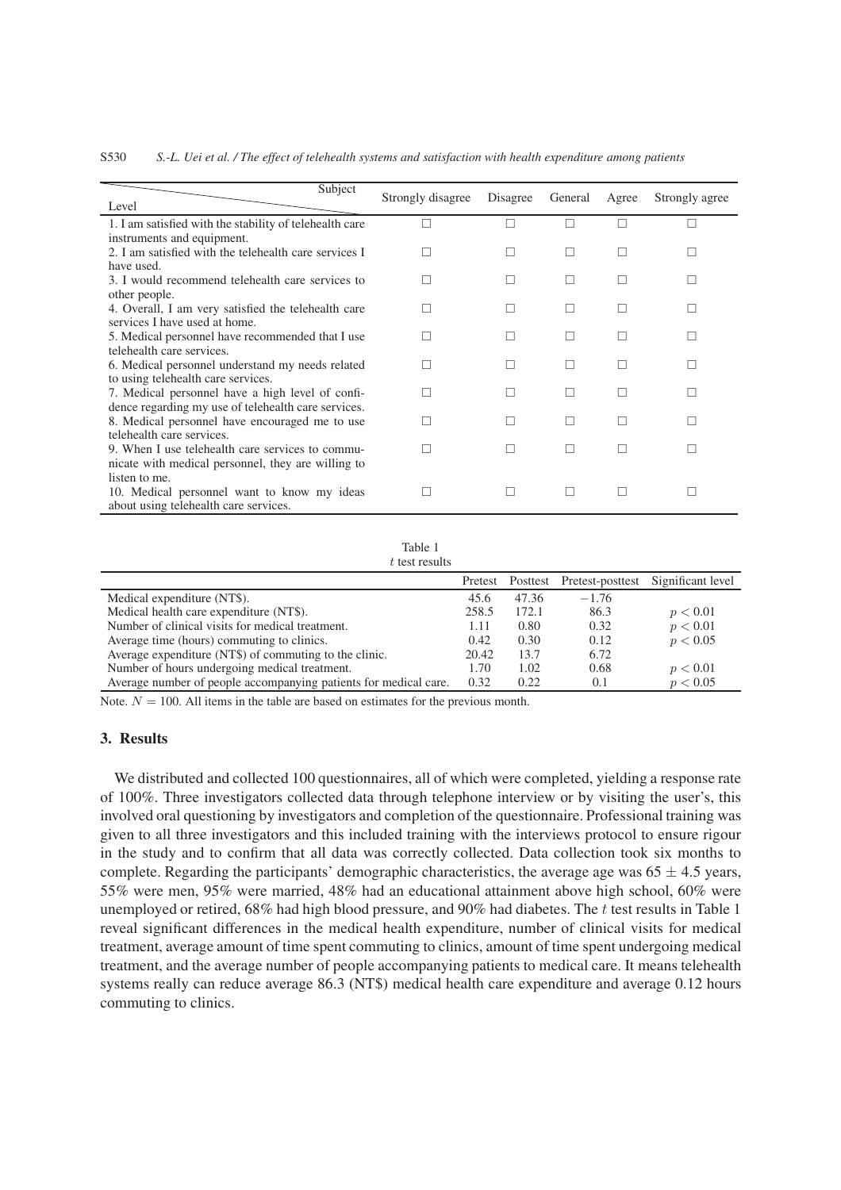| Subject / Level | Strongly disagree | Disagree | General | Agree | Strongly agree |
|---|---|---|---|---|---|
| 1. I am satisfied with the stability of telehealth care instruments and equipment. | □ | □ | □ | □ | □ |
| 2. I am satisfied with the telehealth care services I have used. | □ | □ | □ | □ | □ |
| 3. I would recommend telehealth care services to other people. | □ | □ | □ | □ | □ |
| 4. Overall, I am very satisfied the telehealth care services I have used at home. | □ | □ | □ | □ | □ |
| 5. Medical personnel have recommended that I use telehealth care services. | □ | □ | □ | □ | □ |
| 6. Medical personnel understand my needs related to using telehealth care services. | □ | □ | □ | □ | □ |
| 7. Medical personnel have a high level of confidence regarding my use of telehealth care services. | □ | □ | □ | □ | □ |
| 8. Medical personnel have encouraged me to use telehealth care services. | □ | □ | □ | □ | □ |
| 9. When I use telehealth care services to communicate with medical personnel, they are willing to listen to me. | □ | □ | □ | □ | □ |
| 10. Medical personnel want to know my ideas about using telehealth care services. | □ | □ | □ | □ | □ |

Table 1
$t$ test results

| | Pretest | Posttest | Pretest-posttest | Significant level |
|---|---|---|---|---|
| Medical expenditure (NT$). | 45.6 | 47.36 | −1.76 | |
| Medical health care expenditure (NT$). | 258.5 | 172.1 | 86.3 | $p < 0.01$ |
| Number of clinical visits for medical treatment. | 1.11 | 0.80 | 0.32 | $p < 0.01$ |
| Average time (hours) commuting to clinics. | 0.42 | 0.30 | 0.12 | $p < 0.05$ |
| Average expenditure (NT$) of commuting to the clinic. | 20.42 | 13.7 | 6.72 | |
| Number of hours undergoing medical treatment. | 1.70 | 1.02 | 0.68 | $p < 0.01$ |
| Average number of people accompanying patients for medical care. | 0.32 | 0.22 | 0.1 | $p < 0.05$ |

Note. $N = 100$. All items in the table are based on estimates for the previous month.

## 3. Results

We distributed and collected 100 questionnaires, all of which were completed, yielding a response rate of 100%. Three investigators collected data through telephone interview or by visiting the user's, this involved oral questioning by investigators and completion of the questionnaire. Professional training was given to all three investigators and this included training with the interviews protocol to ensure rigour in the study and to confirm that all data was correctly collected. Data collection took six months to complete. Regarding the participants' demographic characteristics, the average age was $65 \pm 4.5$ years, 55% were men, 95% were married, 48% had an educational attainment above high school, 60% were unemployed or retired, 68% had high blood pressure, and 90% had diabetes. The $t$ test results in Table 1 reveal significant differences in the medical health expenditure, number of clinical visits for medical treatment, average amount of time spent commuting to clinics, amount of time spent undergoing medical treatment, and the average number of people accompanying patients to medical care. It means telehealth systems really can reduce average 86.3 (NT$) medical health care expenditure and average 0.12 hours commuting to clinics.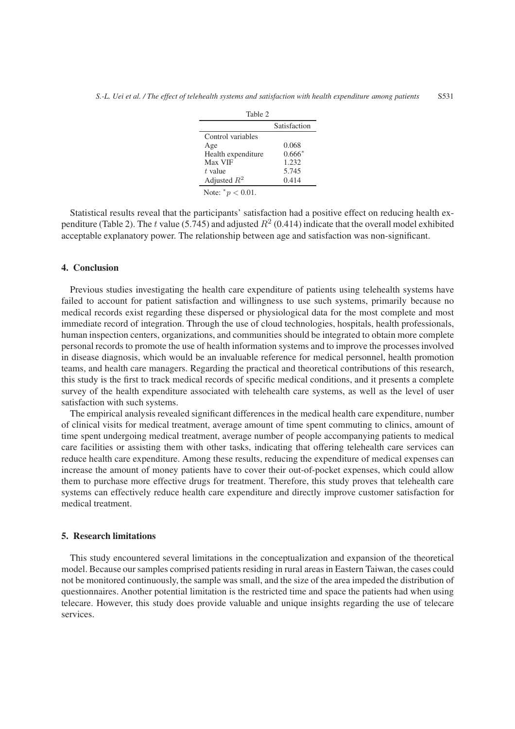Table 2

| | Satisfaction |
|---|---|
| Control variables | |
| Age | 0.068 |
| Health expenditure | 0.666* |
| Max VIF | 1.232 |
| $t$ value | 5.745 |
| Adjusted $R^2$ | 0.414 |

Note: $^*p < 0.01$.

Statistical results reveal that the participants' satisfaction had a positive effect on reducing health expenditure (Table 2). The $t$ value (5.745) and adjusted $R^2$ (0.414) indicate that the overall model exhibited acceptable explanatory power. The relationship between age and satisfaction was non-significant.

## 4. Conclusion

Previous studies investigating the health care expenditure of patients using telehealth systems have failed to account for patient satisfaction and willingness to use such systems, primarily because no medical records exist regarding these dispersed or physiological data for the most complete and most immediate record of integration. Through the use of cloud technologies, hospitals, health professionals, human inspection centers, organizations, and communities should be integrated to obtain more complete personal records to promote the use of health information systems and to improve the processes involved in disease diagnosis, which would be an invaluable reference for medical personnel, health promotion teams, and health care managers. Regarding the practical and theoretical contributions of this research, this study is the first to track medical records of specific medical conditions, and it presents a complete survey of the health expenditure associated with telehealth care systems, as well as the level of user satisfaction with such systems.

The empirical analysis revealed significant differences in the medical health care expenditure, number of clinical visits for medical treatment, average amount of time spent commuting to clinics, amount of time spent undergoing medical treatment, average number of people accompanying patients to medical care facilities or assisting them with other tasks, indicating that offering telehealth care services can reduce health care expenditure. Among these results, reducing the expenditure of medical expenses can increase the amount of money patients have to cover their out-of-pocket expenses, which could allow them to purchase more effective drugs for treatment. Therefore, this study proves that telehealth care systems can effectively reduce health care expenditure and directly improve customer satisfaction for medical treatment.

## 5. Research limitations

This study encountered several limitations in the conceptualization and expansion of the theoretical model. Because our samples comprised patients residing in rural areas in Eastern Taiwan, the cases could not be monitored continuously, the sample was small, and the size of the area impeded the distribution of questionnaires. Another potential limitation is the restricted time and space the patients had when using telecare. However, this study does provide valuable and unique insights regarding the use of telecare services.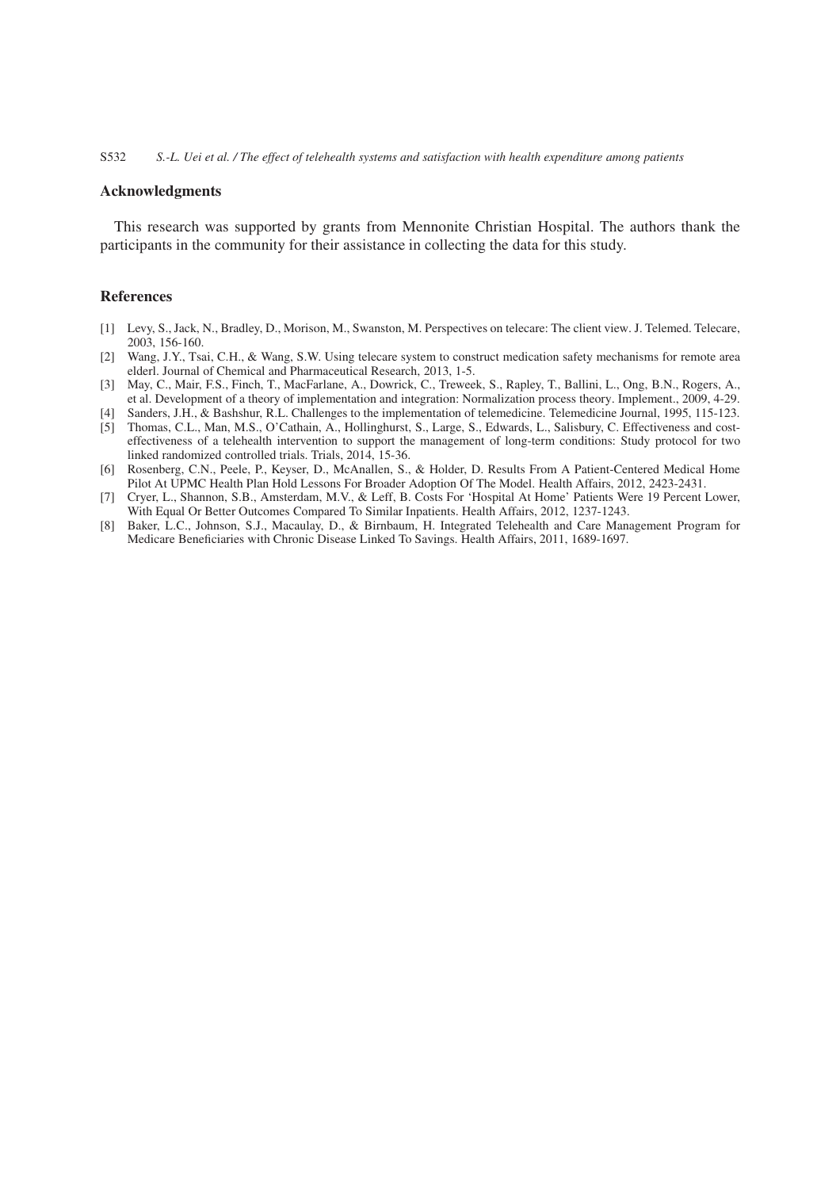## Acknowledgments

This research was supported by grants from Mennonite Christian Hospital. The authors thank the participants in the community for their assistance in collecting the data for this study.

## References

[1] Levy, S., Jack, N., Bradley, D., Morison, M., Swanston, M. Perspectives on telecare: The client view. J. Telemed. Telecare, 2003, 156-160.

[2] Wang, J.Y., Tsai, C.H., & Wang, S.W. Using telecare system to construct medication safety mechanisms for remote area elderl. Journal of Chemical and Pharmaceutical Research, 2013, 1-5.

[3] May, C., Mair, F.S., Finch, T., MacFarlane, A., Dowrick, C., Treweek, S., Rapley, T., Ballini, L., Ong, B.N., Rogers, A., et al. Development of a theory of implementation and integration: Normalization process theory. Implement., 2009, 4-29.

[4] Sanders, J.H., & Bashshur, R.L. Challenges to the implementation of telemedicine. Telemedicine Journal, 1995, 115-123.

[5] Thomas, C.L., Man, M.S., O'Cathain, A., Hollinghurst, S., Large, S., Edwards, L., Salisbury, C. Effectiveness and cost-effectiveness of a telehealth intervention to support the management of long-term conditions: Study protocol for two linked randomized controlled trials. Trials, 2014, 15-36.

[6] Rosenberg, C.N., Peele, P., Keyser, D., McAnallen, S., & Holder, D. Results From A Patient-Centered Medical Home Pilot At UPMC Health Plan Hold Lessons For Broader Adoption Of The Model. Health Affairs, 2012, 2423-2431.

[7] Cryer, L., Shannon, S.B., Amsterdam, M.V., & Leff, B. Costs For 'Hospital At Home' Patients Were 19 Percent Lower, With Equal Or Better Outcomes Compared To Similar Inpatients. Health Affairs, 2012, 1237-1243.

[8] Baker, L.C., Johnson, S.J., Macaulay, D., & Birnbaum, H. Integrated Telehealth and Care Management Program for Medicare Beneficiaries with Chronic Disease Linked To Savings. Health Affairs, 2011, 1689-1697.